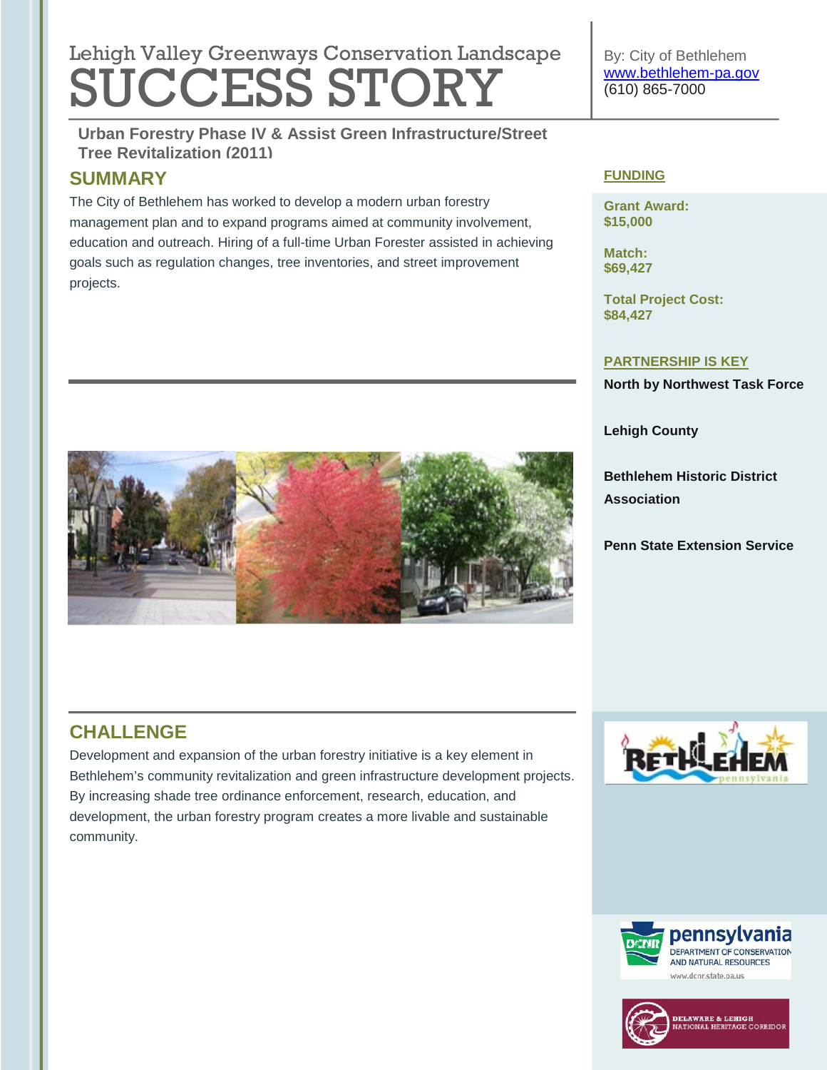Lehigh Valley Greenways Conservation Landscape

# SUCCESS STORY

By: City of Bethlehem
www.bethlehem-pa.gov
(610) 865-7000

**Urban Forestry Phase IV & Assist Green Infrastructure/Street Tree Revitalization (2011)**

## SUMMARY

The City of Bethlehem has worked to develop a modern urban forestry management plan and to expand programs aimed at community involvement, education and outreach. Hiring of a full-time Urban Forester assisted in achieving goals such as regulation changes, tree inventories, and street improvement projects.

## CHALLENGE

Development and expansion of the urban forestry initiative is a key element in Bethlehem's community revitalization and green infrastructure development projects. By increasing shade tree ordinance enforcement, research, education, and development, the urban forestry program creates a more livable and sustainable community.

### FUNDING

**Grant Award:**
**$15,000**

**Match:**
**$69,427**

**Total Project Cost:**
**$84,427**

### PARTNERSHIP IS KEY

**North by Northwest Task Force**

**Lehigh County**

**Bethlehem Historic District Association**

**Penn State Extension Service**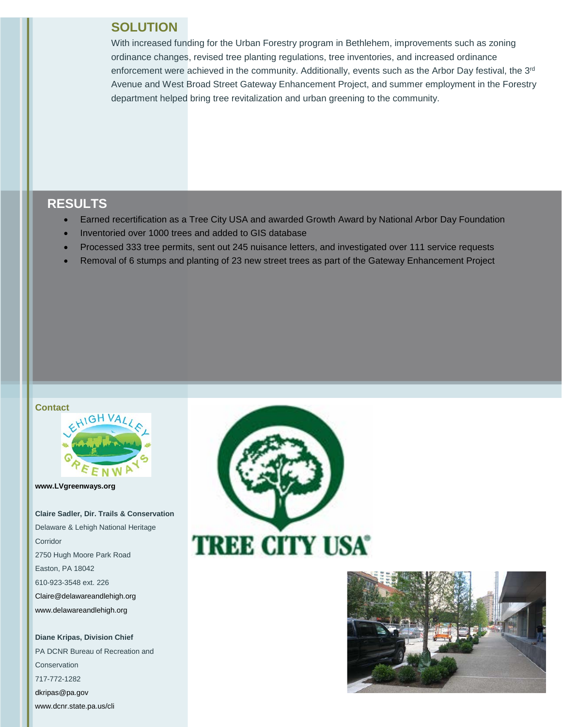## SOLUTION

With increased funding for the Urban Forestry program in Bethlehem, improvements such as zoning ordinance changes, revised tree planting regulations, tree inventories, and increased ordinance enforcement were achieved in the community. Additionally, events such as the Arbor Day festival, the 3rd Avenue and West Broad Street Gateway Enhancement Project, and summer employment in the Forestry department helped bring tree revitalization and urban greening to the community.

## RESULTS

- Earned recertification as a Tree City USA and awarded Growth Award by National Arbor Day Foundation
- Inventoried over 1000 trees and added to GIS database
- Processed 333 tree permits, sent out 245 nuisance letters, and investigated over 111 service requests
- Removal of 6 stumps and planting of 23 new street trees as part of the Gateway Enhancement Project

### Contact

**www.LVgreenways.org**

**Claire Sadler, Dir. Trails & Conservation**
Delaware & Lehigh National Heritage Corridor
2750 Hugh Moore Park Road
Easton, PA 18042
610-923-3548 ext. 226
Claire@delawareandlehigh.org
www.delawareandlehigh.org

**Diane Kripas, Division Chief**
PA DCNR Bureau of Recreation and Conservation
717-772-1282
dkripas@pa.gov
www.dcnr.state.pa.us/cli